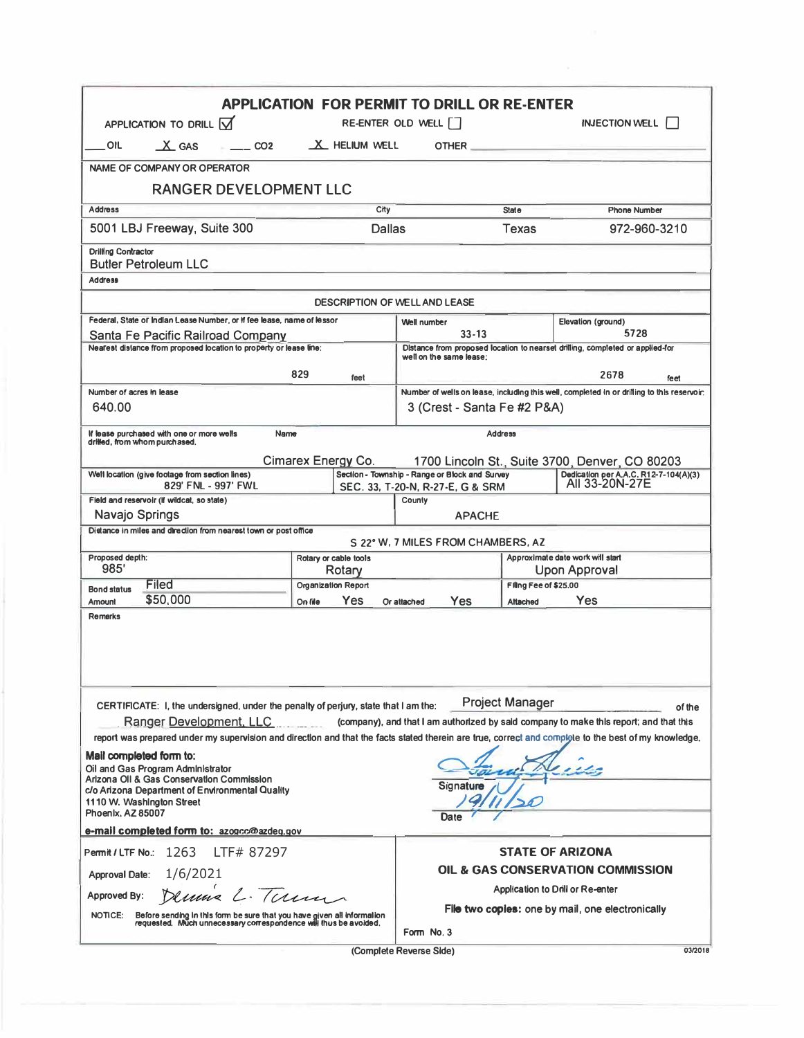# APPLICATION FOR PERMIT TO DRILL OR RE-ENTER

APPLICATION TO DRILL ☑ RE-ENTER OLD WELL ☐ INJECTION WELL ☐

___ OIL  X GAS  ___ CO2  X HELIUM WELL  OTHER ______

| NAME OF COMPANY OR OPERATOR | | | |
|---|---|---|---|
| RANGER DEVELOPMENT LLC | | | |
| **Address** | **City** | **State** | **Phone Number** |
| 5001 LBJ Freeway, Suite 300 | Dallas | Texas | 972-960-3210 |

| Drilling Contractor |
|---|
| Butler Petroleum LLC |
| **Address** |
| |

## DESCRIPTION OF WELL AND LEASE

| | | |
|---|---|---|
| Federal, State or Indian Lease Number, or if fee lease, name of lessor: Santa Fe Pacific Railroad Company | Well number: 33-13 | Elevation (ground): 5728 |
| Nearest distance from proposed location to property or lease line: 829 feet | Distance from proposed location to nearest drilling, completed or applied-for well on the same lease: 2678 feet | |
| Number of acres in lease: 640.00 | Number of wells on lease, including this well, completed in or drilling to this reservoir: 3 (Crest - Santa Fe #2 P&A) | |
| If lease purchased with one or more wells drilled, from whom purchased. Name: Cimarex Energy Co. | Address: 1700 Lincoln St., Suite 3700, Denver, CO 80203 | |
| Well location (give footage from section lines): 829' FNL - 997' FWL | Section - Township - Range or Block and Survey: SEC. 33, T-20-N, R-27-E, G & SRM | Dedication per A.A.C. R12-7-104(A)(3): All 33-20N-27E |
| Field and reservoir (if wildcat, so state): Navajo Springs | County: APACHE | |
| Distance in miles and direction from nearest town or post office: S 22° W, 7 MILES FROM CHAMBERS, AZ | | |
| Proposed depth: 985' | Rotary or cable tools: Rotary | Approximate date work will start: Upon Approval |
| Bond status: Filed; Amount: $50,000 | Organization Report: On file: Yes; Or attached: Yes | Filing Fee of $25.00 Attached: Yes |

**Remarks**

CERTIFICATE: I, the undersigned, under the penalty of perjury, state that I am the: Project Manager of the Ranger Development, LLC (company), and that I am authorized by said company to make this report; and that this report was prepared under my supervision and direction and that the facts stated therein are true, correct and complete to the best of my knowledge.

**Mail completed form to:**
Oil and Gas Program Administrator
Arizona Oil & Gas Conservation Commission
c/o Arizona Department of Environmental Quality
1110 W. Washington Street
Phoenix, AZ 85007

**e-mail completed form to:** azogcc@azdeq.gov

Signature: [signature]

Date: 12/11/20

Permit / LTF No.: 1263 LTF# 87297

Approval Date: 1/6/2021

Approved By: Dennis L. Turner

NOTICE: Before sending in this form be sure that you have given all information requested. Much unnecessary correspondence will thus be avoided.

**STATE OF ARIZONA**
**OIL & GAS CONSERVATION COMMISSION**
Application to Drill or Re-enter
**File two copies:** one by mail, one electronically

Form No. 3

(Complete Reverse Side)

03/2018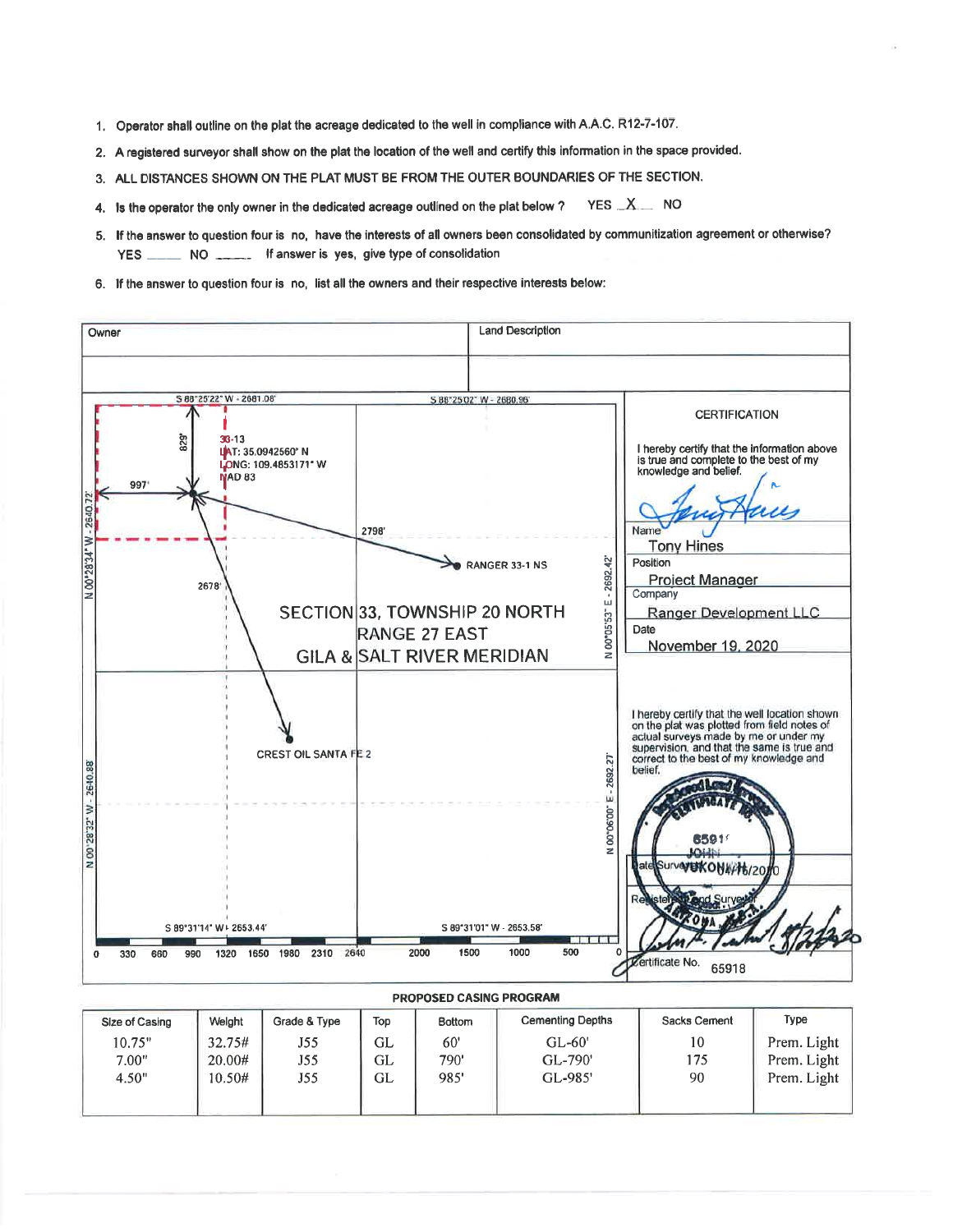1. Operator shall outline on the plat the acreage dedicated to the well in compliance with A.A.C. R12-7-107.
2. A registered surveyor shall show on the plat the location of the well and certify this information in the space provided.
3. ALL DISTANCES SHOWN ON THE PLAT MUST BE FROM THE OUTER BOUNDARIES OF THE SECTION.
4. Is the operator the only owner in the dedicated acreage outlined on the plat below ? YES X NO
5. If the answer to question four is no, have the interests of all owners been consolidated by communitization agreement or otherwise? YES _____ NO _____ If answer is yes, give type of consolidation
6. If the answer to question four is no, list all the owners and their respective interests below:

| Owner | Land Description |
|---|---|
| | |

S 88°25'22" W - 2681.08'

S 88°25'02" W - 2680.96'

823'

997'

33-13
LAT: 35.0942560° N
LONG: 109.4853171° W
NAD 83

2798'

RANGER 33-1 NS

2678'

N 00°28'34" W - 2640.72'

N 00°05'53" E - 2692.42'

SECTION 33, TOWNSHIP 20 NORTH
RANGE 27 EAST
GILA & SALT RIVER MERIDIAN

CREST OIL SANTA FE 2

N 00°28'32" W - 2640.88'

N 00°06'00" E - 2692.27'

S 89°31'14" W - 2653.44'

S 89°31'01" W - 2653.58'

0 330 660 990 1320 1650 1980 2310 2640 2000 1500 1000 500 0

**CERTIFICATION**

I hereby certify that the information above is true and complete to the best of my knowledge and belief.

Name: Tony Hines

Position: Project Manager

Company: Ranger Development LLC

Date: November 19, 2020

I hereby certify that the well location shown on the plat was plotted from field notes of actual surveys made by me or under my supervision, and that the same is true and correct to the best of my knowledge and belief.

Date Surveyed: 04/16/2020

Registered Land Surveyor

Certificate No. 65918

**PROPOSED CASING PROGRAM**

| Size of Casing | Weight | Grade & Type | Top | Bottom | Cementing Depths | Sacks Cement | Type |
|---|---|---|---|---|---|---|---|
| 10.75" | 32.75# | J55 | GL | 60' | GL-60' | 10 | Prem. Light |
| 7.00" | 20.00# | J55 | GL | 790' | GL-790' | 175 | Prem. Light |
| 4.50" | 10.50# | J55 | GL | 985' | GL-985' | 90 | Prem. Light |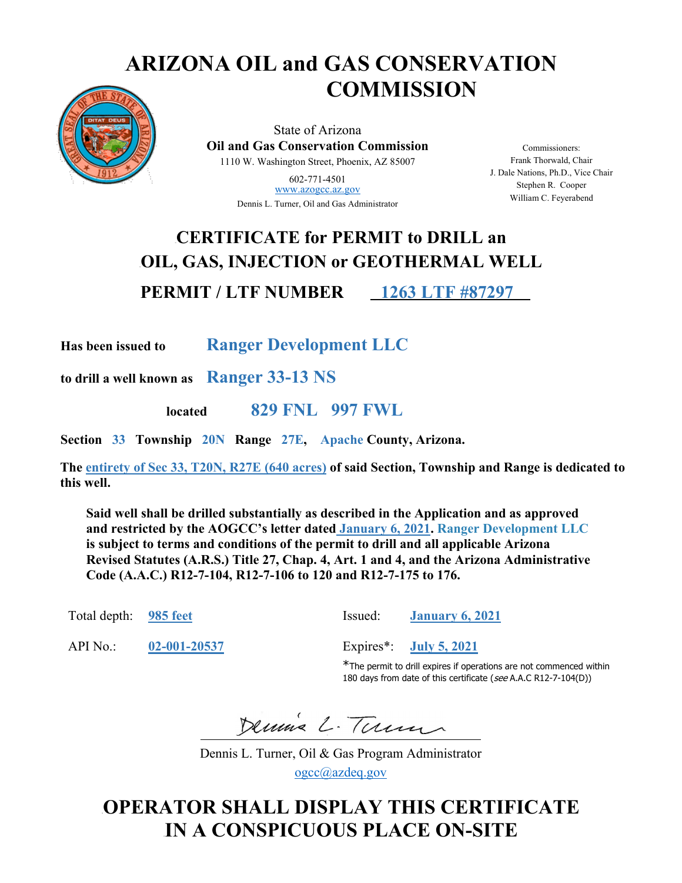# ARIZONA OIL and GAS CONSERVATION COMMISSION

State of Arizona
**Oil and Gas Conservation Commission**
1110 W. Washington Street, Phoenix, AZ 85007
602-771-4501
www.azogcc.az.gov
Dennis L. Turner, Oil and Gas Administrator

Commissioners:
Frank Thorwald, Chair
J. Dale Nations, Ph.D., Vice Chair
Stephen R. Cooper
William C. Feyerabend

## CERTIFICATE for PERMIT to DRILL an OIL, GAS, INJECTION or GEOTHERMAL WELL

## PERMIT / LTF NUMBER 1263 LTF #87297

**Has been issued to** **Ranger Development LLC**

**to drill a well known as** **Ranger 33-13 NS**

**located** **829 FNL 997 FWL**

**Section 33 Township 20N Range 27E, Apache County, Arizona.**

**The entirety of Sec 33, T20N, R27E (640 acres) of said Section, Township and Range is dedicated to this well.**

**Said well shall be drilled substantially as described in the Application and as approved and restricted by the AOGCC's letter dated January 6, 2021. Ranger Development LLC is subject to terms and conditions of the permit to drill and all applicable Arizona Revised Statutes (A.R.S.) Title 27, Chap. 4, Art. 1 and 4, and the Arizona Administrative Code (A.A.C.) R12-7-104, R12-7-106 to 120 and R12-7-175 to 176.**

| | | | |
|---|---|---|---|
| Total depth: | **985 feet** | Issued: | **January 6, 2021** |
| API No.: | **02-001-20537** | Expires*: | **July 5, 2021** |

*The permit to drill expires if operations are not commenced within 180 days from date of this certificate (*see* A.A.C R12-7-104(D))

Dennis L. Turner

Dennis L. Turner, Oil & Gas Program Administrator
ogcc@azdeq.gov

## OPERATOR SHALL DISPLAY THIS CERTIFICATE IN A CONSPICUOUS PLACE ON-SITE